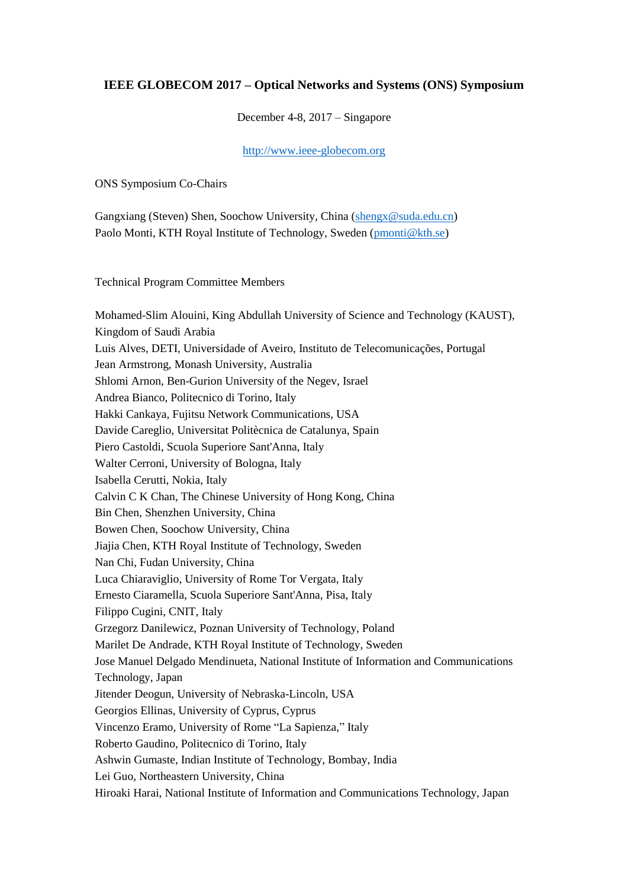**IEEE GLOBECOM 2017 – Optical Networks and Systems (ONS) Symposium**

December 4-8, 2017 – Singapore

http://www.ieee-globecom.org

ONS Symposium Co-Chairs

Gangxiang (Steven) Shen, Soochow University, China (shengx@suda.edu.cn)
Paolo Monti, KTH Royal Institute of Technology, Sweden (pmonti@kth.se)

Technical Program Committee Members

Mohamed-Slim Alouini, King Abdullah University of Science and Technology (KAUST), Kingdom of Saudi Arabia
Luis Alves, DETI, Universidade of Aveiro, Instituto de Telecomunicações, Portugal
Jean Armstrong, Monash University, Australia
Shlomi Arnon, Ben-Gurion University of the Negev, Israel
Andrea Bianco, Politecnico di Torino, Italy
Hakki Cankaya, Fujitsu Network Communications, USA
Davide Careglio, Universitat Politècnica de Catalunya, Spain
Piero Castoldi, Scuola Superiore Sant'Anna, Italy
Walter Cerroni, University of Bologna, Italy
Isabella Cerutti, Nokia, Italy
Calvin C K Chan, The Chinese University of Hong Kong, China
Bin Chen, Shenzhen University, China
Bowen Chen, Soochow University, China
Jiajia Chen, KTH Royal Institute of Technology, Sweden
Nan Chi, Fudan University, China
Luca Chiaraviglio, University of Rome Tor Vergata, Italy
Ernesto Ciaramella, Scuola Superiore Sant'Anna, Pisa, Italy
Filippo Cugini, CNIT, Italy
Grzegorz Danilewicz, Poznan University of Technology, Poland
Marilet De Andrade, KTH Royal Institute of Technology, Sweden
Jose Manuel Delgado Mendinueta, National Institute of Information and Communications Technology, Japan
Jitender Deogun, University of Nebraska-Lincoln, USA
Georgios Ellinas, University of Cyprus, Cyprus
Vincenzo Eramo, University of Rome "La Sapienza," Italy
Roberto Gaudino, Politecnico di Torino, Italy
Ashwin Gumaste, Indian Institute of Technology, Bombay, India
Lei Guo, Northeastern University, China
Hiroaki Harai, National Institute of Information and Communications Technology, Japan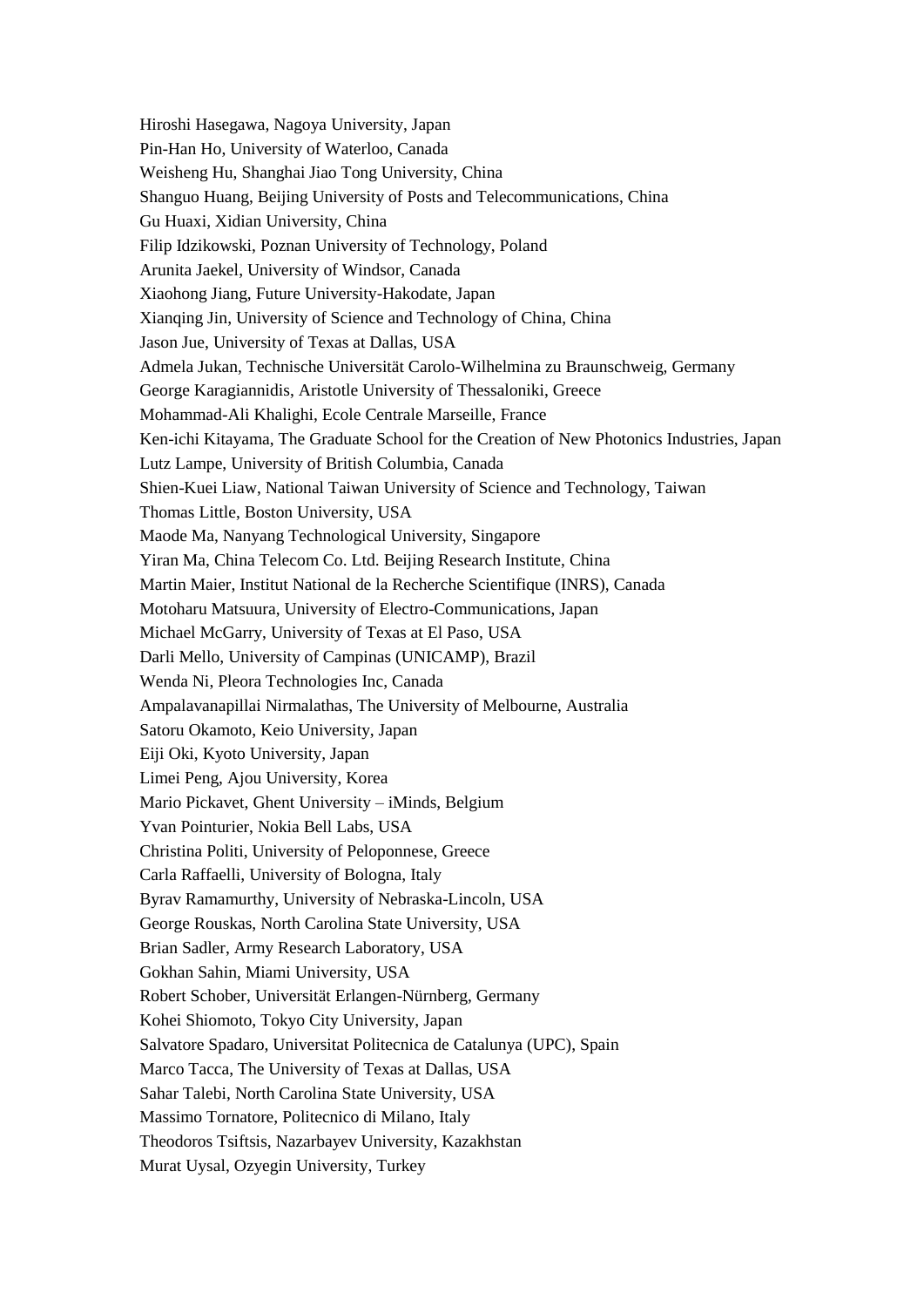Hiroshi Hasegawa, Nagoya University, Japan
Pin-Han Ho, University of Waterloo, Canada
Weisheng Hu, Shanghai Jiao Tong University, China
Shanguo Huang, Beijing University of Posts and Telecommunications, China
Gu Huaxi, Xidian University, China
Filip Idzikowski, Poznan University of Technology, Poland
Arunita Jaekel, University of Windsor, Canada
Xiaohong Jiang, Future University-Hakodate, Japan
Xianqing Jin, University of Science and Technology of China, China
Jason Jue, University of Texas at Dallas, USA
Admela Jukan, Technische Universität Carolo-Wilhelmina zu Braunschweig, Germany
George Karagiannidis, Aristotle University of Thessaloniki, Greece
Mohammad-Ali Khalighi, Ecole Centrale Marseille, France
Ken-ichi Kitayama, The Graduate School for the Creation of New Photonics Industries, Japan
Lutz Lampe, University of British Columbia, Canada
Shien-Kuei Liaw, National Taiwan University of Science and Technology, Taiwan
Thomas Little, Boston University, USA
Maode Ma, Nanyang Technological University, Singapore
Yiran Ma, China Telecom Co. Ltd. Beijing Research Institute, China
Martin Maier, Institut National de la Recherche Scientifique (INRS), Canada
Motoharu Matsuura, University of Electro-Communications, Japan
Michael McGarry, University of Texas at El Paso, USA
Darli Mello, University of Campinas (UNICAMP), Brazil
Wenda Ni, Pleora Technologies Inc, Canada
Ampalavanapillai Nirmalathas, The University of Melbourne, Australia
Satoru Okamoto, Keio University, Japan
Eiji Oki, Kyoto University, Japan
Limei Peng, Ajou University, Korea
Mario Pickavet, Ghent University – iMinds, Belgium
Yvan Pointurier, Nokia Bell Labs, USA
Christina Politi, University of Peloponnese, Greece
Carla Raffaelli, University of Bologna, Italy
Byrav Ramamurthy, University of Nebraska-Lincoln, USA
George Rouskas, North Carolina State University, USA
Brian Sadler, Army Research Laboratory, USA
Gokhan Sahin, Miami University, USA
Robert Schober, Universität Erlangen-Nürnberg, Germany
Kohei Shiomoto, Tokyo City University, Japan
Salvatore Spadaro, Universitat Politecnica de Catalunya (UPC), Spain
Marco Tacca, The University of Texas at Dallas, USA
Sahar Talebi, North Carolina State University, USA
Massimo Tornatore, Politecnico di Milano, Italy
Theodoros Tsiftsis, Nazarbayev University, Kazakhstan
Murat Uysal, Ozyegin University, Turkey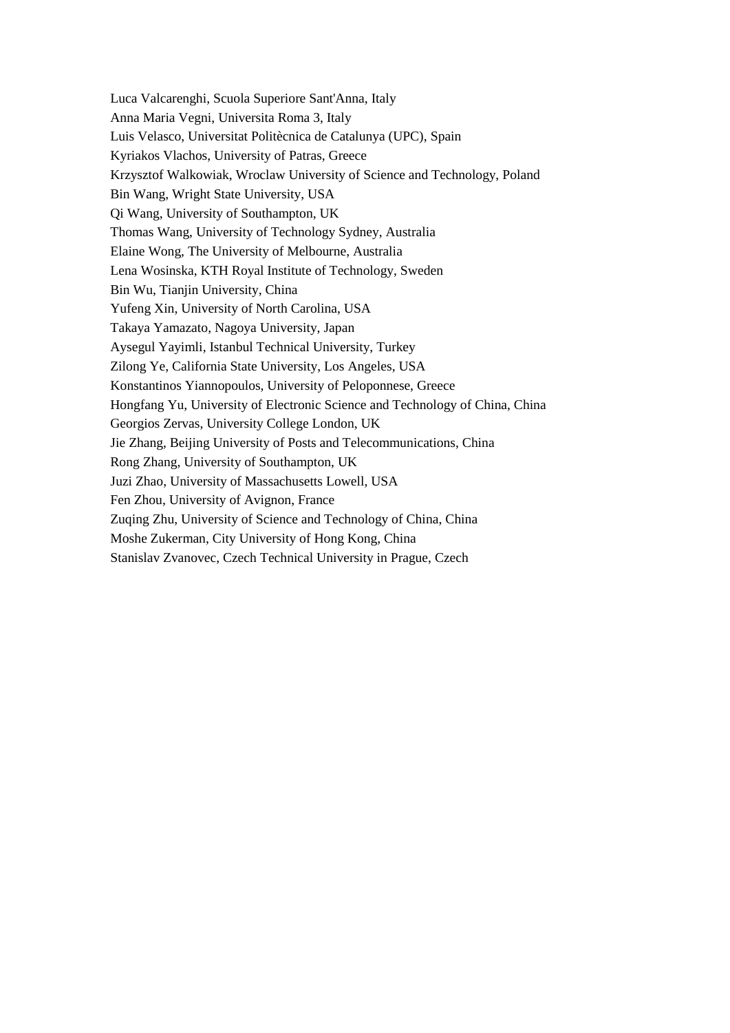Luca Valcarenghi, Scuola Superiore Sant'Anna, Italy

Anna Maria Vegni, Universita Roma 3, Italy

Luis Velasco, Universitat Politècnica de Catalunya (UPC), Spain

Kyriakos Vlachos, University of Patras, Greece

Krzysztof Walkowiak, Wroclaw University of Science and Technology, Poland

Bin Wang, Wright State University, USA

Qi Wang, University of Southampton, UK

Thomas Wang, University of Technology Sydney, Australia

Elaine Wong, The University of Melbourne, Australia

Lena Wosinska, KTH Royal Institute of Technology, Sweden

Bin Wu, Tianjin University, China

Yufeng Xin, University of North Carolina, USA

Takaya Yamazato, Nagoya University, Japan

Aysegul Yayimli, Istanbul Technical University, Turkey

Zilong Ye, California State University, Los Angeles, USA

Konstantinos Yiannopoulos, University of Peloponnese, Greece

Hongfang Yu, University of Electronic Science and Technology of China, China

Georgios Zervas, University College London, UK

Jie Zhang, Beijing University of Posts and Telecommunications, China

Rong Zhang, University of Southampton, UK

Juzi Zhao, University of Massachusetts Lowell, USA

Fen Zhou, University of Avignon, France

Zuqing Zhu, University of Science and Technology of China, China

Moshe Zukerman, City University of Hong Kong, China

Stanislav Zvanovec, Czech Technical University in Prague, Czech